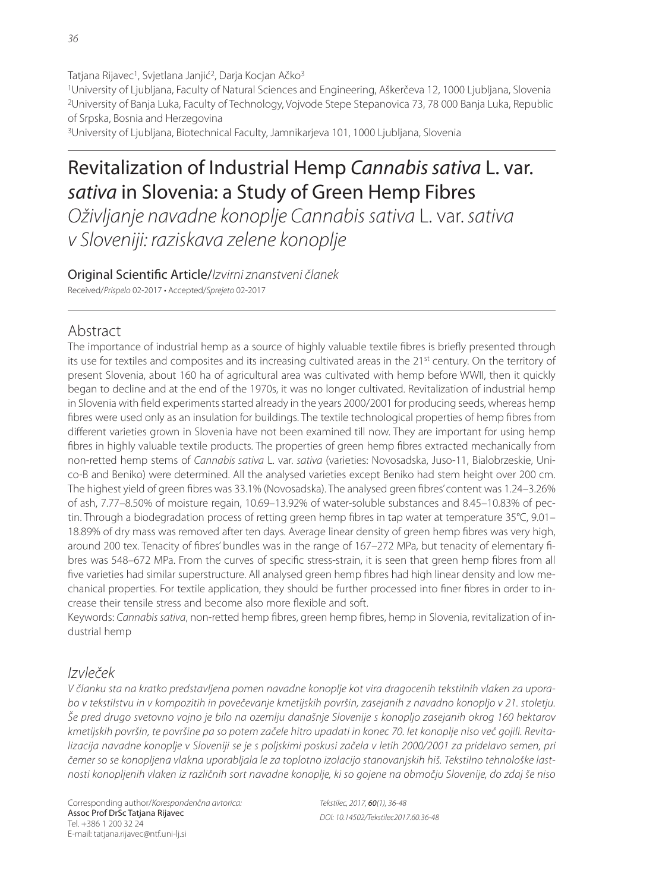Tatjana Rijavec[1], Svjetlana Janjić[2], Darja Kocjan Ačko[3]

[1]University of Ljubljana, Faculty of Natural Sciences and Engineering, Aškerčeva 12, 1000 Ljubljana, Slovenia
[2]University of Banja Luka, Faculty of Technology, Vojvode Stepe Stepanovica 73, 78 000 Banja Luka, Republic of Srpska, Bosnia and Herzegovina
[3]University of Ljubljana, Biotechnical Faculty, Jamnikarjeva 101, 1000 Ljubljana, Slovenia

# Revitalization of Industrial Hemp *Cannabis sativa* L. var. *sativa* in Slovenia: a Study of Green Hemp Fibres

*Oživljanje navadne konoplje Cannabis sativa* L. var. *sativa v Sloveniji: raziskava zelene konoplje*

Original Scientific Article/*Izvirni znanstveni članek*

Received/*Prispelo* 02-2017 • Accepted/*Sprejeto* 02-2017

## Abstract

The importance of industrial hemp as a source of highly valuable textile fibres is briefly presented through its use for textiles and composites and its increasing cultivated areas in the 21st century. On the territory of present Slovenia, about 160 ha of agricultural area was cultivated with hemp before WWII, then it quickly began to decline and at the end of the 1970s, it was no longer cultivated. Revitalization of industrial hemp in Slovenia with field experiments started already in the years 2000/2001 for producing seeds, whereas hemp fibres were used only as an insulation for buildings. The textile technological properties of hemp fibres from different varieties grown in Slovenia have not been examined till now. They are important for using hemp fibres in highly valuable textile products. The properties of green hemp fibres extracted mechanically from non-retted hemp stems of *Cannabis sativa* L. var. *sativa* (varieties: Novosadska, Juso-11, Bialobrzeskie, Unico-B and Beniko) were determined. All the analysed varieties except Beniko had stem height over 200 cm. The highest yield of green fibres was 33.1% (Novosadska). The analysed green fibres' content was 1.24–3.26% of ash, 7.77–8.50% of moisture regain, 10.69–13.92% of water-soluble substances and 8.45–10.83% of pectin. Through a biodegradation process of retting green hemp fibres in tap water at temperature 35°C, 9.01–18.89% of dry mass was removed after ten days. Average linear density of green hemp fibres was very high, around 200 tex. Tenacity of fibres' bundles was in the range of 167–272 MPa, but tenacity of elementary fibres was 548–672 MPa. From the curves of specific stress-strain, it is seen that green hemp fibres from all five varieties had similar superstructure. All analysed green hemp fibres had high linear density and low mechanical properties. For textile application, they should be further processed into finer fibres in order to increase their tensile stress and become also more flexible and soft.

Keywords: *Cannabis sativa*, non-retted hemp fibres, green hemp fibres, hemp in Slovenia, revitalization of industrial hemp

## *Izvleček*

*V članku sta na kratko predstavljena pomen navadne konoplje kot vira dragocenih tekstilnih vlaken za uporabo v tekstilstvu in v kompozitih in povečevanje kmetijskih površin, zasejanih z navadno konopljo v 21. stoletju. Še pred drugo svetovno vojno je bilo na ozemlju današnje Slovenije s konopljo zasejanih okrog 160 hektarov kmetijskih površin, te površine pa so potem začele hitro upadati in konec 70. let konoplje niso več gojili. Revitalizacija navadne konoplje v Sloveniji se je s poljskimi poskusi začela v letih 2000/2001 za pridelavo semen, pri čemer so se konopljena vlakna uporabljala le za toplotno izolacijo stanovanjskih hiš. Tekstilno tehnološke lastnosti konopljenih vlaken iz različnih sort navadne konoplje, ki so gojene na območju Slovenije, do zdaj še niso*

Corresponding author/*Korespondenčna avtorica:*
Assoc Prof DrSc Tatjana Rijavec
Tel. +386 1 200 32 24
E-mail: tatjana.rijavec@ntf.uni-lj.si

*Tekstilec, 2017, 60(1), 36-48*
*DOI: 10.14502/Tekstilec2017.60.36-48*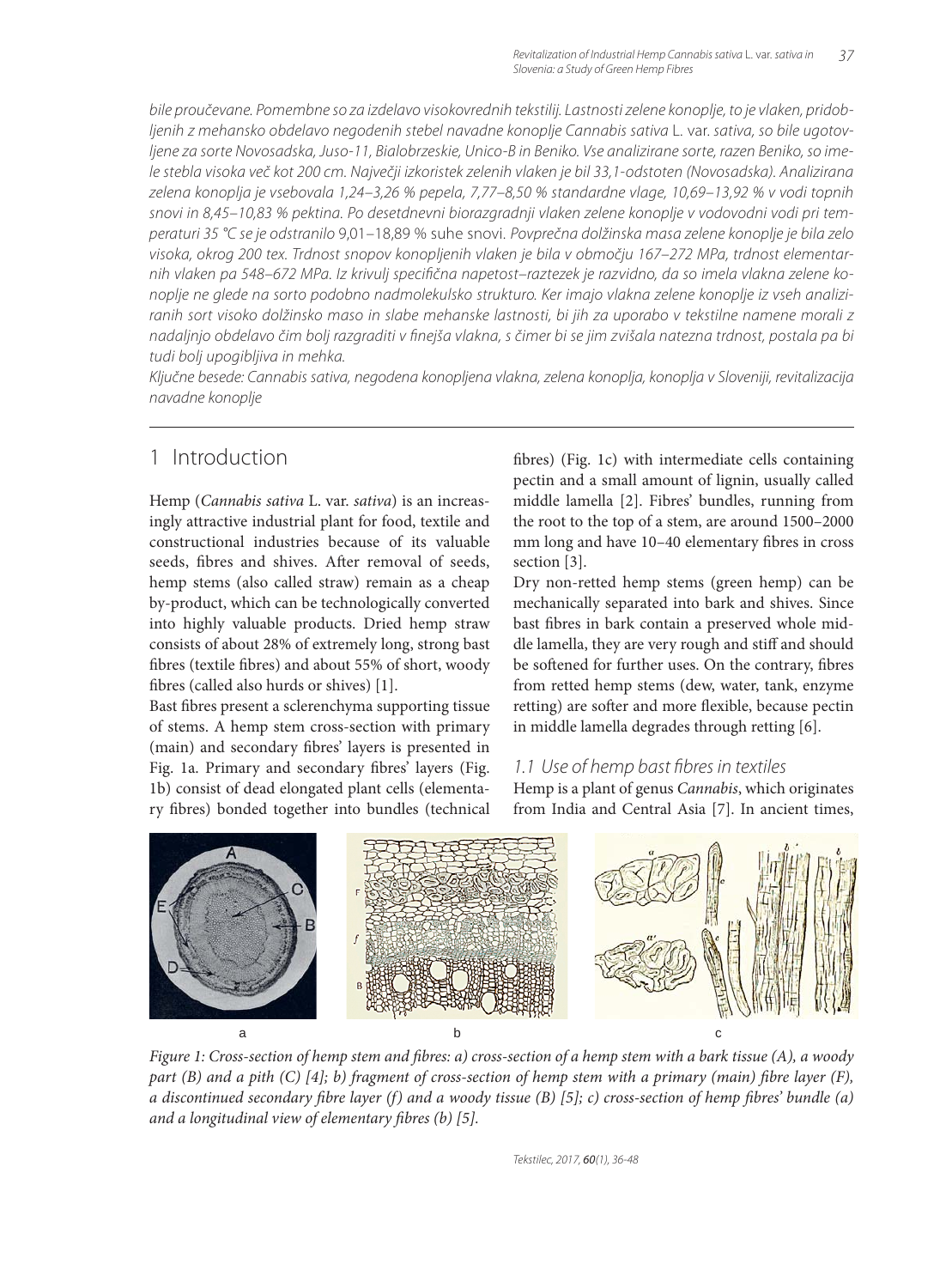*bile proučevane. Pomembne so za izdelavo visokovrednih tekstilij. Lastnosti zelene konoplje, to je vlaken, pridobljenih z mehansko obdelavo negodenih stebel navadne konoplje Cannabis sativa* L. var. *sativa, so bile ugotovljene za sorte Novosadska, Juso-11, Bialobrzeskie, Unico-B in Beniko. Vse analizirane sorte, razen Beniko, so imele stebla visoka več kot 200 cm. Največji izkoristek zelenih vlaken je bil 33,1-odstoten (Novosadska). Analizirana zelena konoplja je vsebovala 1,24–3,26 % pepela, 7,77–8,50 % standardne vlage, 10,69–13,92 % v vodi topnih snovi in 8,45–10,83 % pektina. Po desetdnevni biorazgradnji vlaken zelene konoplje v vodovodni vodi pri temperaturi 35 °C se je odstranilo* 9,01–18,89 % suhe snovi. *Povprečna dolžinska masa zelene konoplje je bila zelo visoka, okrog 200 tex. Trdnost snopov konopljenih vlaken je bila v območju 167–272 MPa, trdnost elementarnih vlaken pa 548–672 MPa. Iz krivulj specifična napetost–raztezek je razvidno, da so imela vlakna zelene konoplje ne glede na sorto podobno nadmolekulsko strukturo. Ker imajo vlakna zelene konoplje iz vseh analiziranih sort visoko dolžinsko maso in slabe mehanske lastnosti, bi jih za uporabo v tekstilne namene morali z nadaljnjo obdelavo čim bolj razgraditi v finejša vlakna, s čimer bi se jim zvišala natezna trdnost, postala pa bi tudi bolj upogibljiva in mehka.*

*Ključne besede: Cannabis sativa, negodena konopljena vlakna, zelena konoplja, konoplja v Sloveniji, revitalizacija navadne konoplje*

## 1 Introduction

Hemp (*Cannabis sativa* L. var. *sativa*) is an increasingly attractive industrial plant for food, textile and constructional industries because of its valuable seeds, fibres and shives. After removal of seeds, hemp stems (also called straw) remain as a cheap by-product, which can be technologically converted into highly valuable products. Dried hemp straw consists of about 28% of extremely long, strong bast fibres (textile fibres) and about 55% of short, woody fibres (called also hurds or shives) [1].

Bast fibres present a sclerenchyma supporting tissue of stems. A hemp stem cross-section with primary (main) and secondary fibres' layers is presented in Fig. 1a. Primary and secondary fibres' layers (Fig. 1b) consist of dead elongated plant cells (elementary fibres) bonded together into bundles (technical fibres) (Fig. 1c) with intermediate cells containing pectin and a small amount of lignin, usually called middle lamella [2]. Fibres' bundles, running from the root to the top of a stem, are around 1500–2000 mm long and have 10–40 elementary fibres in cross section [3].

Dry non-retted hemp stems (green hemp) can be mechanically separated into bark and shives. Since bast fibres in bark contain a preserved whole middle lamella, they are very rough and stiff and should be softened for further uses. On the contrary, fibres from retted hemp stems (dew, water, tank, enzyme retting) are softer and more flexible, because pectin in middle lamella degrades through retting [6].

### 1.1 Use of hemp bast fibres in textiles

Hemp is a plant of genus *Cannabis*, which originates from India and Central Asia [7]. In ancient times,

*Figure 1: Cross-section of hemp stem and fibres: a) cross-section of a hemp stem with a bark tissue (A), a woody part (B) and a pith (C) [4]; b) fragment of cross-section of hemp stem with a primary (main) fibre layer (F), a discontinued secondary fibre layer (f) and a woody tissue (B) [5]; c) cross-section of hemp fibres' bundle (a) and a longitudinal view of elementary fibres (b) [5].*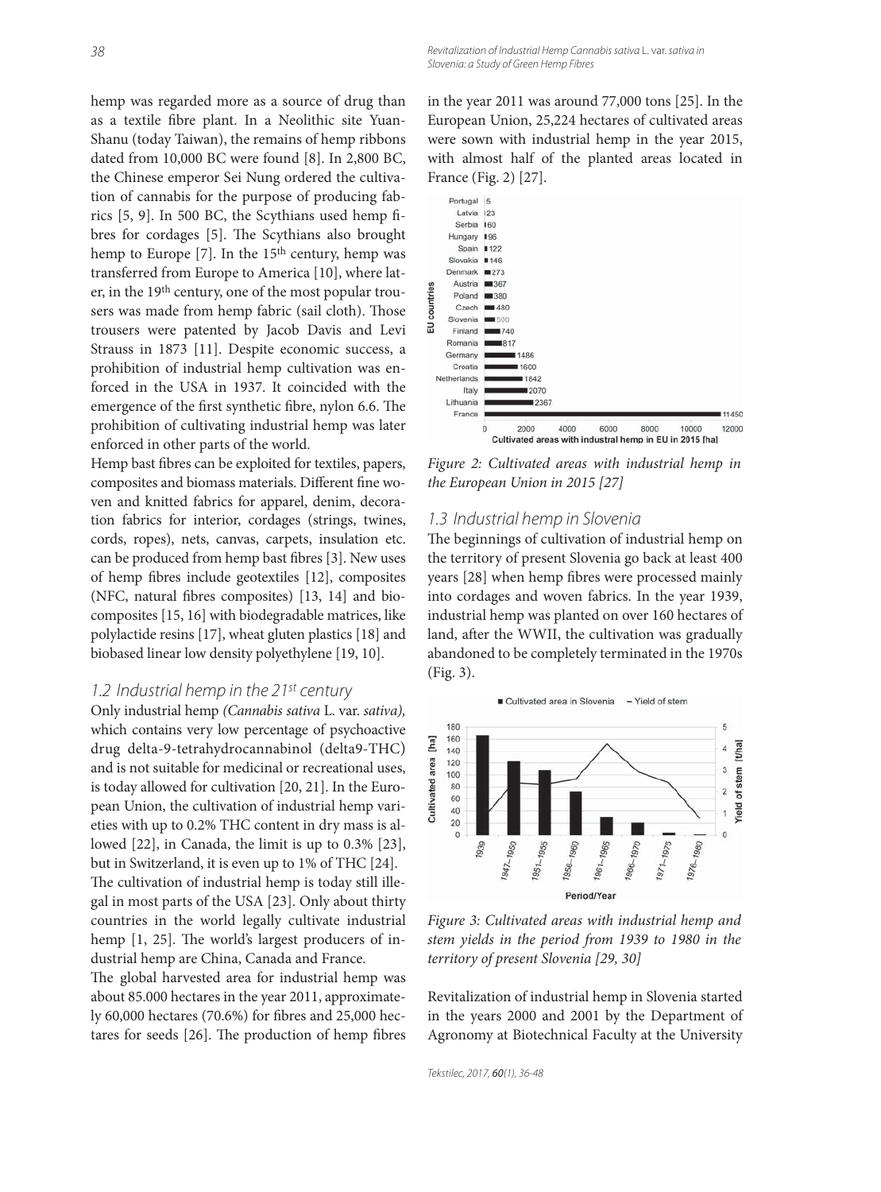hemp was regarded more as a source of drug than as a textile fibre plant. In a Neolithic site Yuan-Shanu (today Taiwan), the remains of hemp ribbons dated from 10,000 BC were found [8]. In 2,800 BC, the Chinese emperor Sei Nung ordered the cultivation of cannabis for the purpose of producing fabrics [5, 9]. In 500 BC, the Scythians used hemp fibres for cordages [5]. The Scythians also brought hemp to Europe [7]. In the 15th century, hemp was transferred from Europe to America [10], where later, in the 19th century, one of the most popular trousers was made from hemp fabric (sail cloth). Those trousers were patented by Jacob Davis and Levi Strauss in 1873 [11]. Despite economic success, a prohibition of industrial hemp cultivation was enforced in the USA in 1937. It coincided with the emergence of the first synthetic fibre, nylon 6.6. The prohibition of cultivating industrial hemp was later enforced in other parts of the world.

Hemp bast fibres can be exploited for textiles, papers, composites and biomass materials. Different fine woven and knitted fabrics for apparel, denim, decoration fabrics for interior, cordages (strings, twines, cords, ropes), nets, canvas, carpets, insulation etc. can be produced from hemp bast fibres [3]. New uses of hemp fibres include geotextiles [12], composites (NFC, natural fibres composites) [13, 14] and biocomposites [15, 16] with biodegradable matrices, like polylactide resins [17], wheat gluten plastics [18] and biobased linear low density polyethylene [19, 10].

### 1.2 Industrial hemp in the 21st century

Only industrial hemp *(Cannabis sativa* L. var. *sativa),* which contains very low percentage of psychoactive drug delta-9-tetrahydrocannabinol (delta9-THC) and is not suitable for medicinal or recreational uses, is today allowed for cultivation [20, 21]. In the European Union, the cultivation of industrial hemp varieties with up to 0.2% THC content in dry mass is allowed [22], in Canada, the limit is up to 0.3% [23], but in Switzerland, it is even up to 1% of THC [24].

The cultivation of industrial hemp is today still illegal in most parts of the USA [23]. Only about thirty countries in the world legally cultivate industrial hemp [1, 25]. The world's largest producers of industrial hemp are China, Canada and France.

The global harvested area for industrial hemp was about 85.000 hectares in the year 2011, approximately 60,000 hectares (70.6%) for fibres and 25,000 hectares for seeds [26]. The production of hemp fibres in the year 2011 was around 77,000 tons [25]. In the European Union, 25,224 hectares of cultivated areas were sown with industrial hemp in the year 2015, with almost half of the planted areas located in France (Fig. 2) [27].

*Figure 2: Cultivated areas with industrial hemp in the European Union in 2015 [27]*

### 1.3 Industrial hemp in Slovenia

The beginnings of cultivation of industrial hemp on the territory of present Slovenia go back at least 400 years [28] when hemp fibres were processed mainly into cordages and woven fabrics. In the year 1939, industrial hemp was planted on over 160 hectares of land, after the WWII, the cultivation was gradually abandoned to be completely terminated in the 1970s (Fig. 3).

*Figure 3: Cultivated areas with industrial hemp and stem yields in the period from 1939 to 1980 in the territory of present Slovenia [29, 30]*

Revitalization of industrial hemp in Slovenia started in the years 2000 and 2001 by the Department of Agronomy at Biotechnical Faculty at the University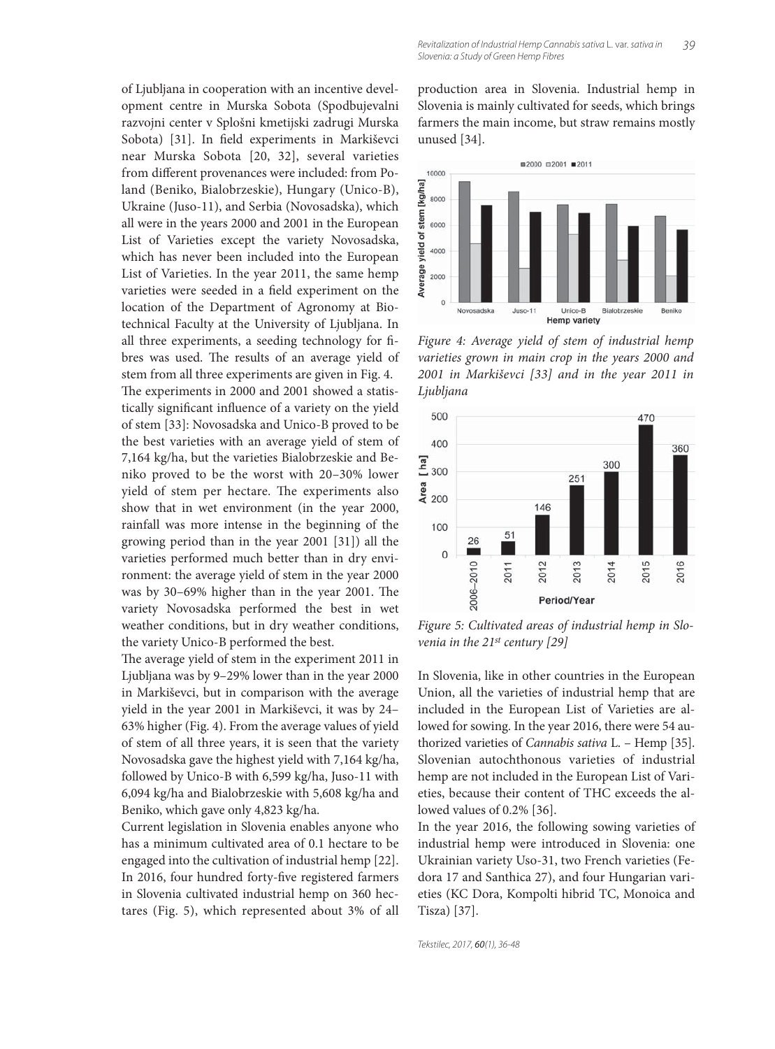of Ljubljana in cooperation with an incentive development centre in Murska Sobota (Spodbujevalni razvojni center v Splošni kmetijski zadrugi Murska Sobota) [31]. In field experiments in Markiševci near Murska Sobota [20, 32], several varieties from different provenances were included: from Poland (Beniko, Bialobrzeskie), Hungary (Unico-B), Ukraine (Juso-11), and Serbia (Novosadska), which all were in the years 2000 and 2001 in the European List of Varieties except the variety Novosadska, which has never been included into the European List of Varieties. In the year 2011, the same hemp varieties were seeded in a field experiment on the location of the Department of Agronomy at Biotechnical Faculty at the University of Ljubljana. In all three experiments, a seeding technology for fibres was used. The results of an average yield of stem from all three experiments are given in Fig. 4.

The experiments in 2000 and 2001 showed a statistically significant influence of a variety on the yield of stem [33]: Novosadska and Unico-B proved to be the best varieties with an average yield of stem of 7,164 kg/ha, but the varieties Bialobrzeskie and Beniko proved to be the worst with 20–30% lower yield of stem per hectare. The experiments also show that in wet environment (in the year 2000, rainfall was more intense in the beginning of the growing period than in the year 2001 [31]) all the varieties performed much better than in dry environment: the average yield of stem in the year 2000 was by 30–69% higher than in the year 2001. The variety Novosadska performed the best in wet weather conditions, but in dry weather conditions, the variety Unico-B performed the best.

The average yield of stem in the experiment 2011 in Ljubljana was by 9–29% lower than in the year 2000 in Markiševci, but in comparison with the average yield in the year 2001 in Markiševci, it was by 24–63% higher (Fig. 4). From the average values of yield of stem of all three years, it is seen that the variety Novosadska gave the highest yield with 7,164 kg/ha, followed by Unico-B with 6,599 kg/ha, Juso-11 with 6,094 kg/ha and Bialobrzeskie with 5,608 kg/ha and Beniko, which gave only 4,823 kg/ha.

Current legislation in Slovenia enables anyone who has a minimum cultivated area of 0.1 hectare to be engaged into the cultivation of industrial hemp [22]. In 2016, four hundred forty-five registered farmers in Slovenia cultivated industrial hemp on 360 hectares (Fig. 5), which represented about 3% of all production area in Slovenia. Industrial hemp in Slovenia is mainly cultivated for seeds, which brings farmers the main income, but straw remains mostly unused [34].

*Figure 4: Average yield of stem of industrial hemp varieties grown in main crop in the years 2000 and 2001 in Markiševci [33] and in the year 2011 in Ljubljana*

*Figure 5: Cultivated areas of industrial hemp in Slovenia in the 21st century [29]*

In Slovenia, like in other countries in the European Union, all the varieties of industrial hemp that are included in the European List of Varieties are allowed for sowing. In the year 2016, there were 54 authorized varieties of *Cannabis sativa* L. – Hemp [35]. Slovenian autochthonous varieties of industrial hemp are not included in the European List of Varieties, because their content of THC exceeds the allowed values of 0.2% [36].

In the year 2016, the following sowing varieties of industrial hemp were introduced in Slovenia: one Ukrainian variety Uso-31, two French varieties (Fedora 17 and Santhica 27), and four Hungarian varieties (KC Dora, Kompolti hibrid TC, Monoica and Tisza) [37].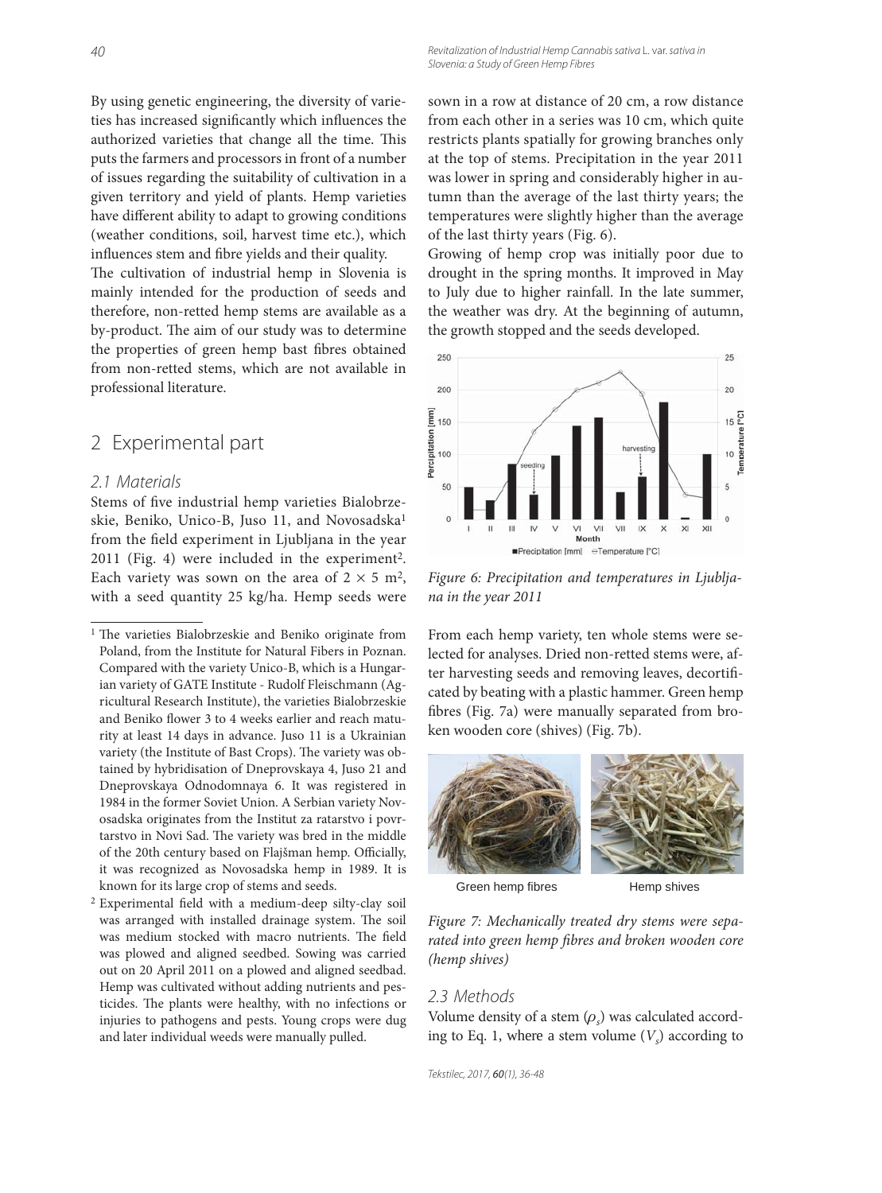By using genetic engineering, the diversity of varieties has increased significantly which influences the authorized varieties that change all the time. This puts the farmers and processors in front of a number of issues regarding the suitability of cultivation in a given territory and yield of plants. Hemp varieties have different ability to adapt to growing conditions (weather conditions, soil, harvest time etc.), which influences stem and fibre yields and their quality.

The cultivation of industrial hemp in Slovenia is mainly intended for the production of seeds and therefore, non-retted hemp stems are available as a by-product. The aim of our study was to determine the properties of green hemp bast fibres obtained from non-retted stems, which are not available in professional literature.

## 2 Experimental part

### 2.1 Materials

Stems of five industrial hemp varieties Bialobrzeskie, Beniko, Unico-B, Juso 11, and Novosadska[1] from the field experiment in Ljubljana in the year 2011 (Fig. 4) were included in the experiment[2]. Each variety was sown on the area of $2 \times 5$ m$^2$, with a seed quantity 25 kg/ha. Hemp seeds were sown in a row at distance of 20 cm, a row distance from each other in a series was 10 cm, which quite restricts plants spatially for growing branches only at the top of stems. Precipitation in the year 2011 was lower in spring and considerably higher in autumn than the average of the last thirty years; the temperatures were slightly higher than the average of the last thirty years (Fig. 6).

Growing of hemp crop was initially poor due to drought in the spring months. It improved in May to July due to higher rainfall. In the late summer, the weather was dry. At the beginning of autumn, the growth stopped and the seeds developed.

*Figure 6: Precipitation and temperatures in Ljubljana in the year 2011*

From each hemp variety, ten whole stems were selected for analyses. Dried non-retted stems were, after harvesting seeds and removing leaves, decorticated by beating with a plastic hammer. Green hemp fibres (Fig. 7a) were manually separated from broken wooden core (shives) (Fig. 7b).

Green hemp fibres    Hemp shives

*Figure 7: Mechanically treated dry stems were separated into green hemp fibres and broken wooden core (hemp shives)*

### 2.3 Methods

Volume density of a stem ($\rho_s$) was calculated according to Eq. 1, where a stem volume ($V_s$) according to

---

[1] The varieties Bialobrzeskie and Beniko originate from Poland, from the Institute for Natural Fibers in Poznan. Compared with the variety Unico-B, which is a Hungarian variety of GATE Institute - Rudolf Fleischmann (Agricultural Research Institute), the varieties Bialobrzeskie and Beniko flower 3 to 4 weeks earlier and reach maturity at least 14 days in advance. Juso 11 is a Ukrainian variety (the Institute of Bast Crops). The variety was obtained by hybridisation of Dneprovskaya 4, Juso 21 and Dneprovskaya Odnodomnaya 6. It was registered in 1984 in the former Soviet Union. A Serbian variety Novosadska originates from the Institut za ratarstvo i povrtarstvo in Novi Sad. The variety was bred in the middle of the 20th century based on Flajšman hemp. Officially, it was recognized as Novosadska hemp in 1989. It is known for its large crop of stems and seeds.

[2] Experimental field with a medium-deep silty-clay soil was arranged with installed drainage system. The soil was medium stocked with macro nutrients. The field was plowed and aligned seedbed. Sowing was carried out on 20 April 2011 on a plowed and aligned seedbad. Hemp was cultivated without adding nutrients and pesticides. The plants were healthy, with no infections or injuries to pathogens and pests. Young crops were dug and later individual weeds were manually pulled.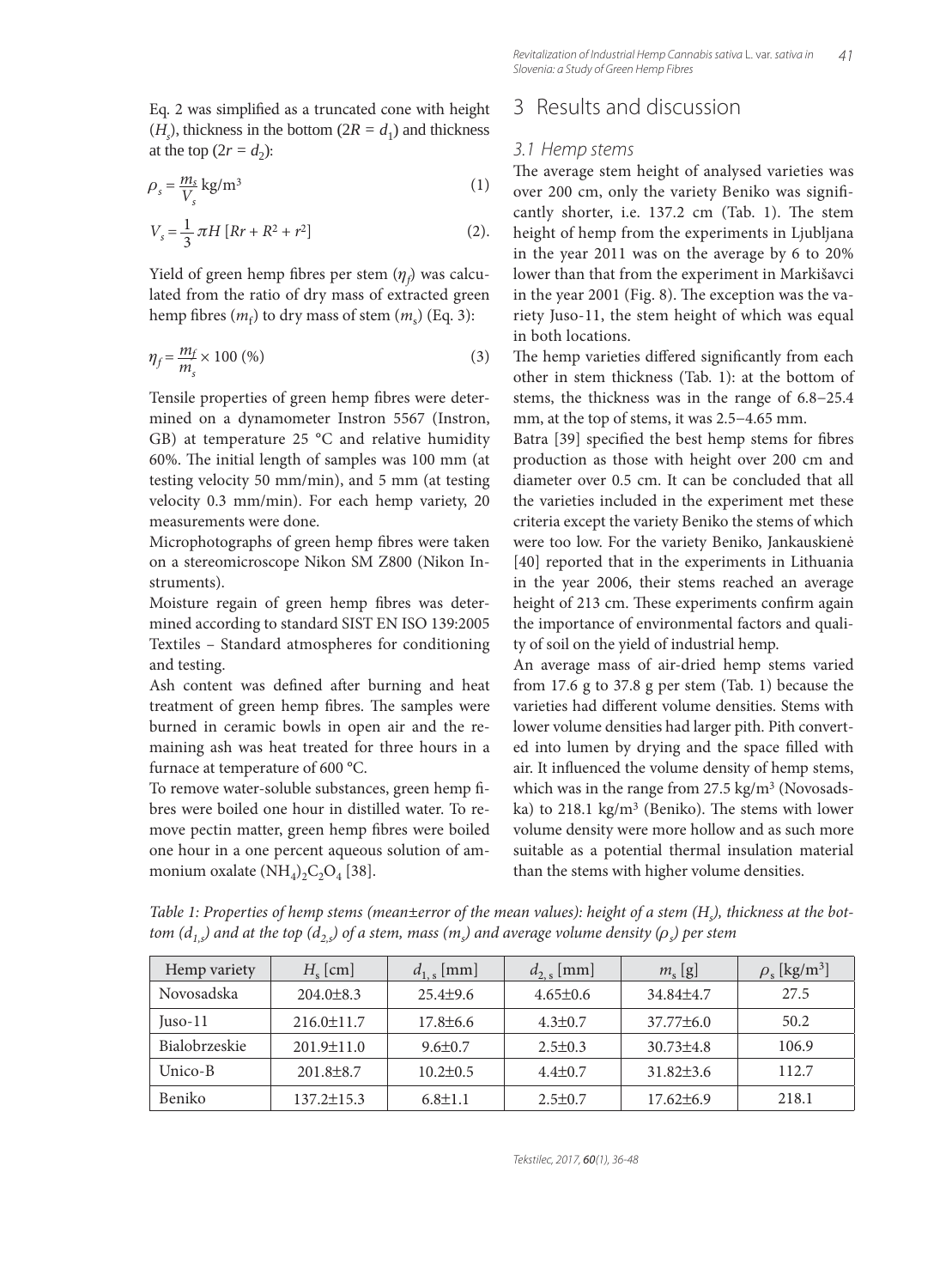Eq. 2 was simplified as a truncated cone with height ($H_s$), thickness in the bottom ($2R = d_1$) and thickness at the top ($2r = d_2$):

$$\rho_s = \frac{m_s}{V_s} \text{ kg/m}^3 \tag{1}$$

$$V_s = \frac{1}{3}\pi H \left[Rr + R^2 + r^2\right] \tag{2}$$

Yield of green hemp fibres per stem ($\eta_f$) was calculated from the ratio of dry mass of extracted green hemp fibres ($m_f$) to dry mass of stem ($m_s$) (Eq. 3):

$$\eta_f = \frac{m_f}{m_s} \times 100 \text{ (\%)} \tag{3}$$

Tensile properties of green hemp fibres were determined on a dynamometer Instron 5567 (Instron, GB) at temperature 25 °C and relative humidity 60%. The initial length of samples was 100 mm (at testing velocity 50 mm/min), and 5 mm (at testing velocity 0.3 mm/min). For each hemp variety, 20 measurements were done.

Microphotographs of green hemp fibres were taken on a stereomicroscope Nikon SM Z800 (Nikon Instruments).

Moisture regain of green hemp fibres was determined according to standard SIST EN ISO 139:2005 Textiles – Standard atmospheres for conditioning and testing.

Ash content was defined after burning and heat treatment of green hemp fibres. The samples were burned in ceramic bowls in open air and the remaining ash was heat treated for three hours in a furnace at temperature of 600 °C.

To remove water-soluble substances, green hemp fibres were boiled one hour in distilled water. To remove pectin matter, green hemp fibres were boiled one hour in a one percent aqueous solution of ammonium oxalate $(NH_4)_2C_2O_4$ [38].

## 3 Results and discussion

### 3.1 Hemp stems

The average stem height of analysed varieties was over 200 cm, only the variety Beniko was significantly shorter, i.e. 137.2 cm (Tab. 1). The stem height of hemp from the experiments in Ljubljana in the year 2011 was on the average by 6 to 20% lower than that from the experiment in Markišavci in the year 2001 (Fig. 8). The exception was the variety Juso-11, the stem height of which was equal in both locations.

The hemp varieties differed significantly from each other in stem thickness (Tab. 1): at the bottom of stems, the thickness was in the range of 6.8–25.4 mm, at the top of stems, it was 2.5–4.65 mm.

Batra [39] specified the best hemp stems for fibres production as those with height over 200 cm and diameter over 0.5 cm. It can be concluded that all the varieties included in the experiment met these criteria except the variety Beniko the stems of which were too low. For the variety Beniko, Jankauskienė [40] reported that in the experiments in Lithuania in the year 2006, their stems reached an average height of 213 cm. These experiments confirm again the importance of environmental factors and quality of soil on the yield of industrial hemp.

An average mass of air-dried hemp stems varied from 17.6 g to 37.8 g per stem (Tab. 1) because the varieties had different volume densities. Stems with lower volume densities had larger pith. Pith converted into lumen by drying and the space filled with air. It influenced the volume density of hemp stems, which was in the range from 27.5 kg/m³ (Novosadska) to 218.1 kg/m³ (Beniko). The stems with lower volume density were more hollow and as such more suitable as a potential thermal insulation material than the stems with higher volume densities.

*Table 1: Properties of hemp stems (mean±error of the mean values): height of a stem ($H_s$), thickness at the bottom ($d_{1,s}$) and at the top ($d_{2,s}$) of a stem, mass ($m_s$) and average volume density ($\rho_s$) per stem*

| Hemp variety | $H_s$ [cm] | $d_{1,s}$ [mm] | $d_{2,s}$ [mm] | $m_s$ [g] | $\rho_s$ [kg/m³] |
|---|---|---|---|---|---|
| Novosadska | 204.0±8.3 | 25.4±9.6 | 4.65±0.6 | 34.84±4.7 | 27.5 |
| Juso-11 | 216.0±11.7 | 17.8±6.6 | 4.3±0.7 | 37.77±6.0 | 50.2 |
| Bialobrzeskie | 201.9±11.0 | 9.6±0.7 | 2.5±0.3 | 30.73±4.8 | 106.9 |
| Unico-B | 201.8±8.7 | 10.2±0.5 | 4.4±0.7 | 31.82±3.6 | 112.7 |
| Beniko | 137.2±15.3 | 6.8±1.1 | 2.5±0.7 | 17.62±6.9 | 218.1 |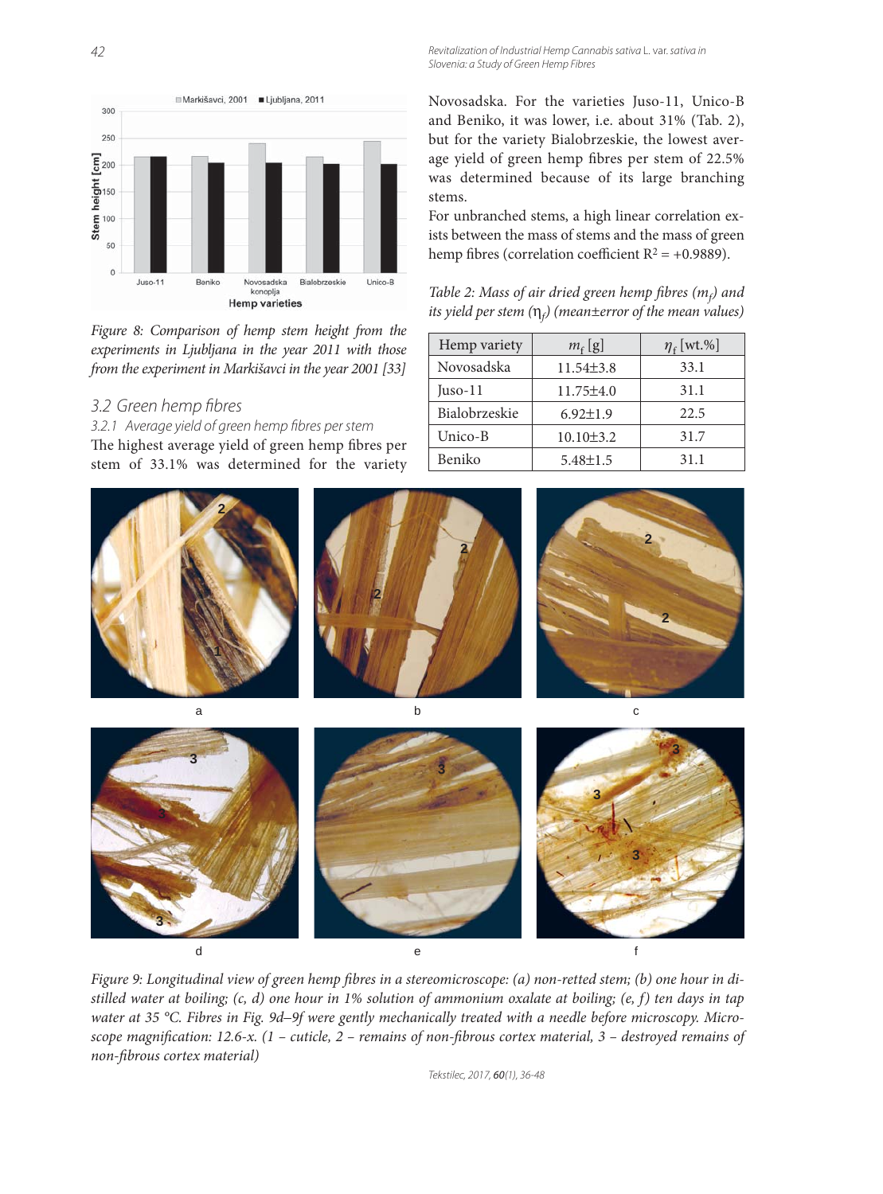Figure 8: Comparison of hemp stem height from the experiments in Ljubljana in the year 2011 with those from the experiment in Markišavci in the year 2001 [33]

### 3.2 Green hemp fibres

#### 3.2.1 Average yield of green hemp fibres per stem

The highest average yield of green hemp fibres per stem of 33.1% was determined for the variety Novosadska. For the varieties Juso-11, Unico-B and Beniko, it was lower, i.e. about 31% (Tab. 2), but for the variety Bialobrzeskie, the lowest average yield of green hemp fibres per stem of 22.5% was determined because of its large branching stems.

For unbranched stems, a high linear correlation exists between the mass of stems and the mass of green hemp fibres (correlation coefficient $R^2 = +0.9889$).

*Table 2: Mass of air dried green hemp fibres ($m_f$) and its yield per stem ($\eta_f$) (mean±error of the mean values)*

| Hemp variety | $m_f$ [g] | $\eta_f$ [wt.%] |
|---|---|---|
| Novosadska | 11.54±3.8 | 33.1 |
| Juso-11 | 11.75±4.0 | 31.1 |
| Bialobrzeskie | 6.92±1.9 | 22.5 |
| Unico-B | 10.10±3.2 | 31.7 |
| Beniko | 5.48±1.5 | 31.1 |

Figure 9: Longitudinal view of green hemp fibres in a stereomicroscope: (a) non-retted stem; (b) one hour in distilled water at boiling; (c, d) one hour in 1% solution of ammonium oxalate at boiling; (e, f) ten days in tap water at 35 °C. Fibres in Fig. 9d–9f were gently mechanically treated with a needle before microscopy. Microscope magnification: 12.6-x. (1 – cuticle, 2 – remains of non-fibrous cortex material, 3 – destroyed remains of non-fibrous cortex material)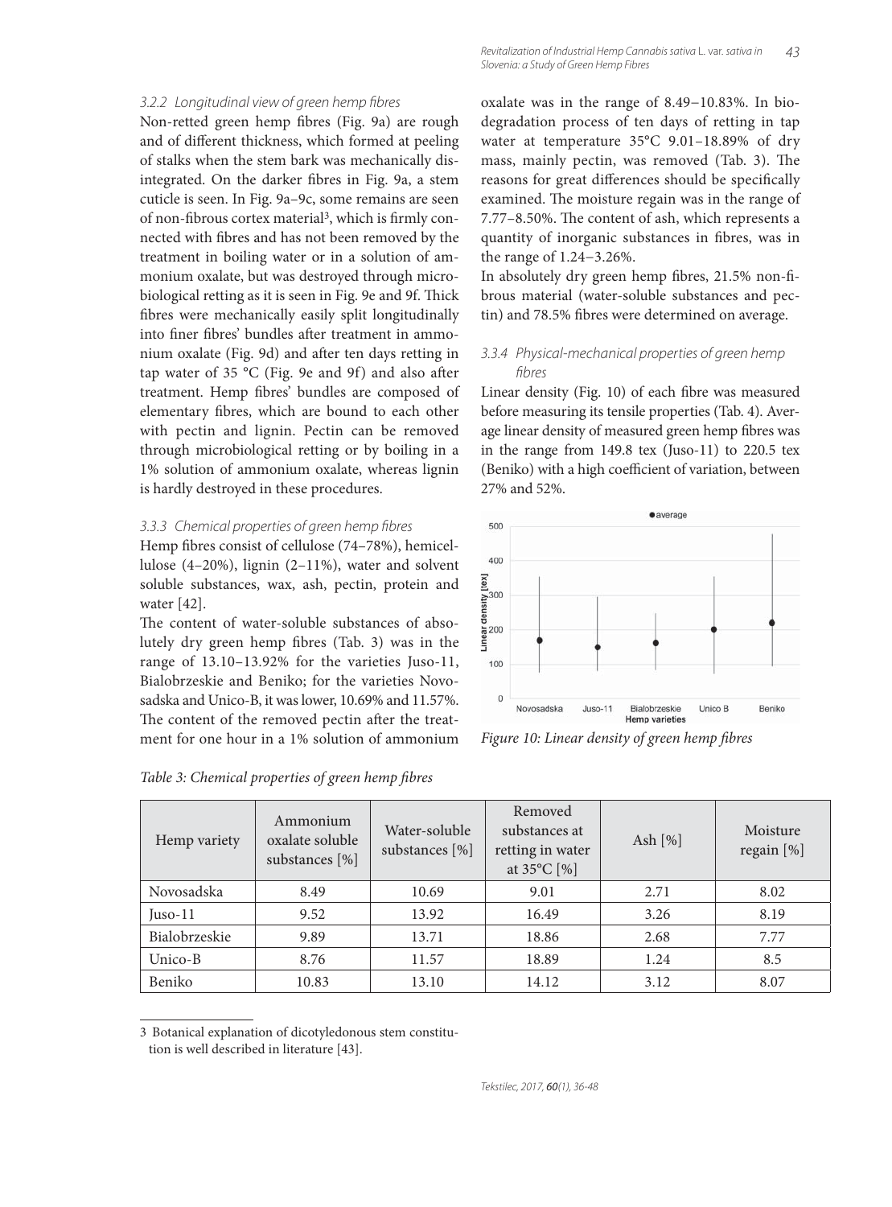### 3.2.2 Longitudinal view of green hemp fibres

Non-retted green hemp fibres (Fig. 9a) are rough and of different thickness, which formed at peeling of stalks when the stem bark was mechanically disintegrated. On the darker fibres in Fig. 9a, a stem cuticle is seen. In Fig. 9a–9c, some remains are seen of non-fibrous cortex material[3], which is firmly connected with fibres and has not been removed by the treatment in boiling water or in a solution of ammonium oxalate, but was destroyed through microbiological retting as it is seen in Fig. 9e and 9f. Thick fibres were mechanically easily split longitudinally into finer fibres' bundles after treatment in ammonium oxalate (Fig. 9d) and after ten days retting in tap water of 35 °C (Fig. 9e and 9f) and also after treatment. Hemp fibres' bundles are composed of elementary fibres, which are bound to each other with pectin and lignin. Pectin can be removed through microbiological retting or by boiling in a 1% solution of ammonium oxalate, whereas lignin is hardly destroyed in these procedures.

### 3.3.3 Chemical properties of green hemp fibres

Hemp fibres consist of cellulose (74–78%), hemicellulose (4–20%), lignin (2–11%), water and solvent soluble substances, wax, ash, pectin, protein and water [42].

The content of water-soluble substances of absolutely dry green hemp fibres (Tab. 3) was in the range of 13.10–13.92% for the varieties Juso-11, Bialobrzeskie and Beniko; for the varieties Novosadska and Unico-B, it was lower, 10.69% and 11.57%. The content of the removed pectin after the treatment for one hour in a 1% solution of ammonium oxalate was in the range of 8.49–10.83%. In biodegradation process of ten days of retting in tap water at temperature 35°C 9.01–18.89% of dry mass, mainly pectin, was removed (Tab. 3). The reasons for great differences should be specifically examined. The moisture regain was in the range of 7.77–8.50%. The content of ash, which represents a quantity of inorganic substances in fibres, was in the range of 1.24–3.26%.

In absolutely dry green hemp fibres, 21.5% non-fibrous material (water-soluble substances and pectin) and 78.5% fibres were determined on average.

### 3.3.4 Physical-mechanical properties of green hemp fibres

Linear density (Fig. 10) of each fibre was measured before measuring its tensile properties (Tab. 4). Average linear density of measured green hemp fibres was in the range from 149.8 tex (Juso-11) to 220.5 tex (Beniko) with a high coefficient of variation, between 27% and 52%.

*Figure 10: Linear density of green hemp fibres*

*Table 3: Chemical properties of green hemp fibres*

| Hemp variety | Ammonium oxalate soluble substances [%] | Water-soluble substances [%] | Removed substances at retting in water at 35°C [%] | Ash [%] | Moisture regain [%] |
|---|---|---|---|---|---|
| Novosadska | 8.49 | 10.69 | 9.01 | 2.71 | 8.02 |
| Juso-11 | 9.52 | 13.92 | 16.49 | 3.26 | 8.19 |
| Bialobrzeskie | 9.89 | 13.71 | 18.86 | 2.68 | 7.77 |
| Unico-B | 8.76 | 11.57 | 18.89 | 1.24 | 8.5 |
| Beniko | 10.83 | 13.10 | 14.12 | 3.12 | 8.07 |

3 Botanical explanation of dicotyledonous stem constitution is well described in literature [43].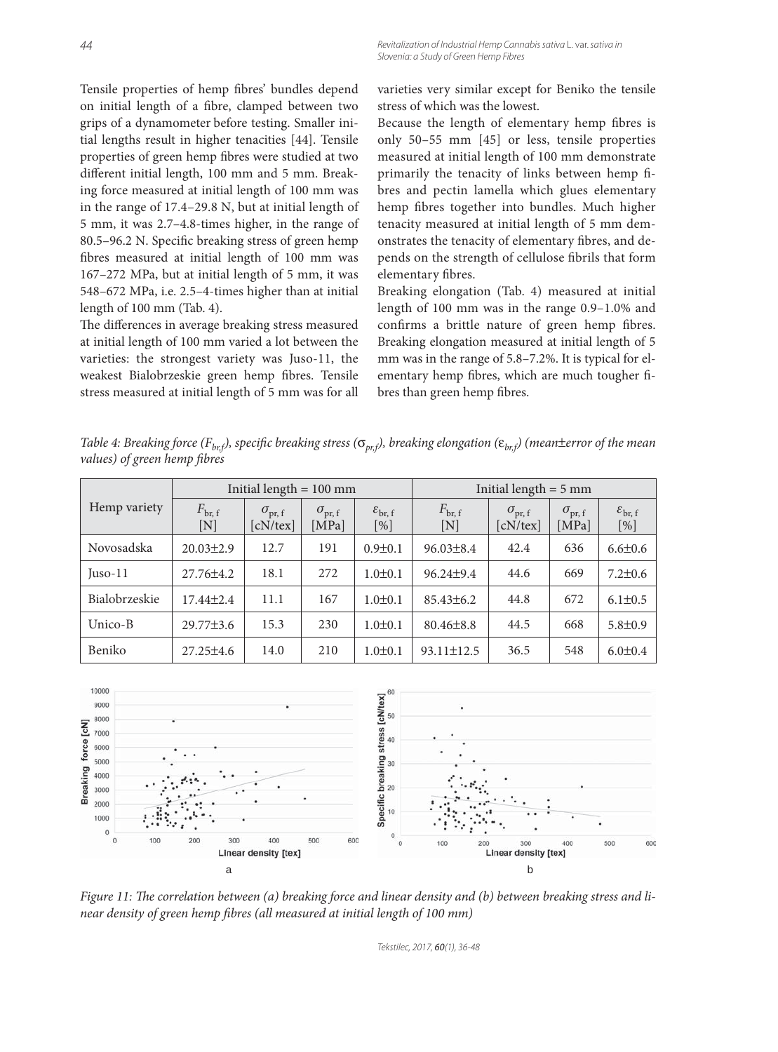Tensile properties of hemp fibres' bundles depend on initial length of a fibre, clamped between two grips of a dynamometer before testing. Smaller initial lengths result in higher tenacities [44]. Tensile properties of green hemp fibres were studied at two different initial length, 100 mm and 5 mm. Breaking force measured at initial length of 100 mm was in the range of 17.4–29.8 N, but at initial length of 5 mm, it was 2.7–4.8-times higher, in the range of 80.5–96.2 N. Specific breaking stress of green hemp fibres measured at initial length of 100 mm was 167–272 MPa, but at initial length of 5 mm, it was 548–672 MPa, i.e. 2.5–4-times higher than at initial length of 100 mm (Tab. 4).

The differences in average breaking stress measured at initial length of 100 mm varied a lot between the varieties: the strongest variety was Juso-11, the weakest Bialobrzeskie green hemp fibres. Tensile stress measured at initial length of 5 mm was for all varieties very similar except for Beniko the tensile stress of which was the lowest.

Because the length of elementary hemp fibres is only 50–55 mm [45] or less, tensile properties measured at initial length of 100 mm demonstrate primarily the tenacity of links between hemp fibres and pectin lamella which glues elementary hemp fibres together into bundles. Much higher tenacity measured at initial length of 5 mm demonstrates the tenacity of elementary fibres, and depends on the strength of cellulose fibrils that form elementary fibres.

Breaking elongation (Tab. 4) measured at initial length of 100 mm was in the range 0.9–1.0% and confirms a brittle nature of green hemp fibres. Breaking elongation measured at initial length of 5 mm was in the range of 5.8–7.2%. It is typical for elementary hemp fibres, which are much tougher fibres than green hemp fibres.

*Table 4: Breaking force ($F_{br,f}$), specific breaking stress ($\sigma_{pr,f}$), breaking elongation ($\varepsilon_{br,f}$) (mean±error of the mean values) of green hemp fibres*

| Hemp variety | Initial length = 100 mm | | | | Initial length = 5 mm | | | |
|---|---|---|---|---|---|---|---|---|
| | $F_{br,f}$ [N] | $\sigma_{pr,f}$ [cN/tex] | $\sigma_{pr,f}$ [MPa] | $\varepsilon_{br,f}$ [%] | $F_{br,f}$ [N] | $\sigma_{pr,f}$ [cN/tex] | $\sigma_{pr,f}$ [MPa] | $\varepsilon_{br,f}$ [%] |
| Novosadska | 20.03±2.9 | 12.7 | 191 | 0.9±0.1 | 96.03±8.4 | 42.4 | 636 | 6.6±0.6 |
| Juso-11 | 27.76±4.2 | 18.1 | 272 | 1.0±0.1 | 96.24±9.4 | 44.6 | 669 | 7.2±0.6 |
| Bialobrzeskie | 17.44±2.4 | 11.1 | 167 | 1.0±0.1 | 85.43±6.2 | 44.8 | 672 | 6.1±0.5 |
| Unico-B | 29.77±3.6 | 15.3 | 230 | 1.0±0.1 | 80.46±8.8 | 44.5 | 668 | 5.8±0.9 |
| Beniko | 27.25±4.6 | 14.0 | 210 | 1.0±0.1 | 93.11±12.5 | 36.5 | 548 | 6.0±0.4 |

*Figure 11: The correlation between (a) breaking force and linear density and (b) between breaking stress and linear density of green hemp fibres (all measured at initial length of 100 mm)*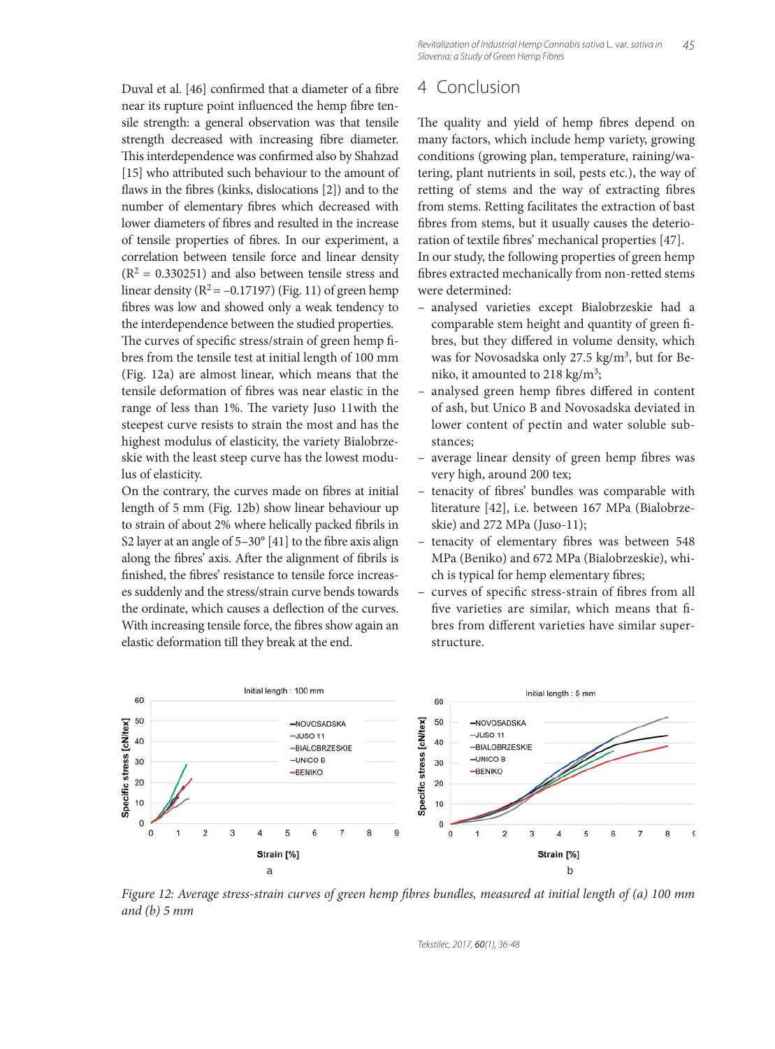Duval et al. [46] confirmed that a diameter of a fibre near its rupture point influenced the hemp fibre tensile strength: a general observation was that tensile strength decreased with increasing fibre diameter. This interdependence was confirmed also by Shahzad [15] who attributed such behaviour to the amount of flaws in the fibres (kinks, dislocations [2]) and to the number of elementary fibres which decreased with lower diameters of fibres and resulted in the increase of tensile properties of fibres. In our experiment, a correlation between tensile force and linear density ($R^2 = 0.330251$) and also between tensile stress and linear density ($R^2 = -0.17197$) (Fig. 11) of green hemp fibres was low and showed only a weak tendency to the interdependence between the studied properties.

The curves of specific stress/strain of green hemp fibres from the tensile test at initial length of 100 mm (Fig. 12a) are almost linear, which means that the tensile deformation of fibres was near elastic in the range of less than 1%. The variety Juso 11with the steepest curve resists to strain the most and has the highest modulus of elasticity, the variety Bialobrzeskie with the least steep curve has the lowest modulus of elasticity.

On the contrary, the curves made on fibres at initial length of 5 mm (Fig. 12b) show linear behaviour up to strain of about 2% where helically packed fibrils in S2 layer at an angle of 5–30° [41] to the fibre axis align along the fibres' axis. After the alignment of fibrils is finished, the fibres' resistance to tensile force increases suddenly and the stress/strain curve bends towards the ordinate, which causes a deflection of the curves. With increasing tensile force, the fibres show again an elastic deformation till they break at the end.

# 4 Conclusion

The quality and yield of hemp fibres depend on many factors, which include hemp variety, growing conditions (growing plan, temperature, raining/watering, plant nutrients in soil, pests etc.), the way of retting of stems and the way of extracting fibres from stems. Retting facilitates the extraction of bast fibres from stems, but it usually causes the deterioration of textile fibres' mechanical properties [47].

In our study, the following properties of green hemp fibres extracted mechanically from non-retted stems were determined:

- analysed varieties except Bialobrzeskie had a comparable stem height and quantity of green fibres, but they differed in volume density, which was for Novosadska only 27.5 kg/m$^3$, but for Beniko, it amounted to 218 kg/m$^3$;
- analysed green hemp fibres differed in content of ash, but Unico B and Novosadska deviated in lower content of pectin and water soluble substances;
- average linear density of green hemp fibres was very high, around 200 tex;
- tenacity of fibres' bundles was comparable with literature [42], i.e. between 167 MPa (Bialobrzeskie) and 272 MPa (Juso-11);
- tenacity of elementary fibres was between 548 MPa (Beniko) and 672 MPa (Bialobrzeskie), which is typical for hemp elementary fibres;
- curves of specific stress-strain of fibres from all five varieties are similar, which means that fibres from different varieties have similar superstructure.

*Figure 12: Average stress-strain curves of green hemp fibres bundles, measured at initial length of (a) 100 mm and (b) 5 mm*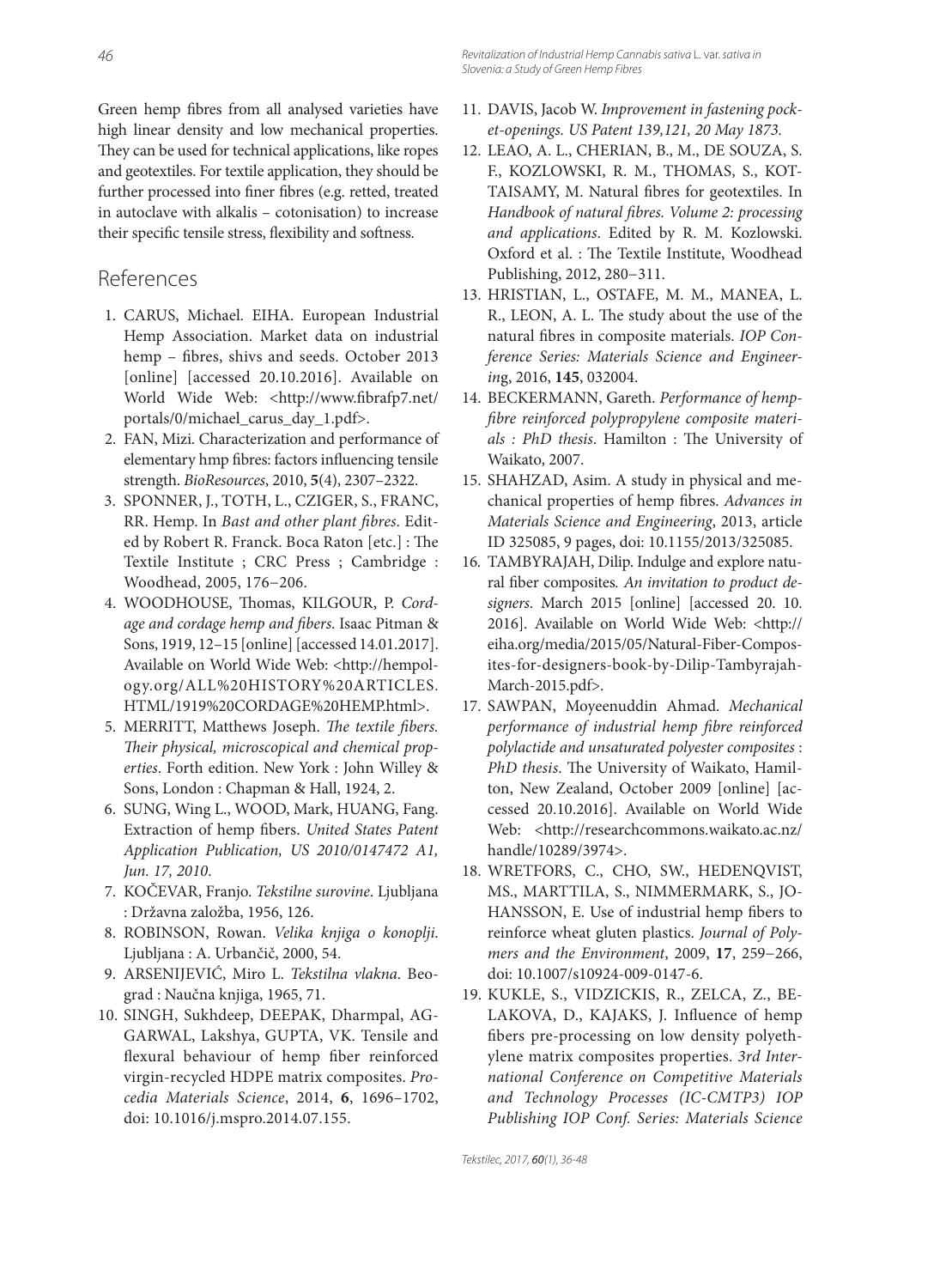Green hemp fibres from all analysed varieties have high linear density and low mechanical properties. They can be used for technical applications, like ropes and geotextiles. For textile application, they should be further processed into finer fibres (e.g. retted, treated in autoclave with alkalis – cotonisation) to increase their specific tensile stress, flexibility and softness.

## References

1. CARUS, Michael. EIHA. European Industrial Hemp Association. Market data on industrial hemp – fibres, shivs and seeds. October 2013 [online] [accessed 20.10.2016]. Available on World Wide Web: <http://www.fibrafp7.net/portals/0/michael_carus_day_1.pdf>.
2. FAN, Mizi. Characterization and performance of elementary hmp fibres: factors influencing tensile strength. *BioResources*, 2010, **5**(4), 2307–2322.
3. SPONNER, J., TOTH, L., CZIGER, S., FRANC, RR. Hemp. In *Bast and other plant fibres*. Edited by Robert R. Franck. Boca Raton [etc.] : The Textile Institute ; CRC Press ; Cambridge : Woodhead, 2005, 176−206.
4. WOODHOUSE, Thomas, KILGOUR, P. *Cordage and cordage hemp and fibers*. Isaac Pitman & Sons, 1919, 12–15 [online] [accessed 14.01.2017]. Available on World Wide Web: <http://hempology.org/ALL%20HISTORY%20ARTICLES.HTML/1919%20CORDAGE%20HEMP.html>.
5. MERRITT, Matthews Joseph. *The textile fibers. Their physical, microscopical and chemical properties*. Forth edition. New York : John Willey & Sons, London : Chapman & Hall, 1924, 2.
6. SUNG, Wing L., WOOD, Mark, HUANG, Fang. Extraction of hemp fibers. *United States Patent Application Publication, US 2010/0147472 A1, Jun. 17, 2010*.
7. KOČEVAR, Franjo. *Tekstilne surovine*. Ljubljana : Državna založba, 1956, 126.
8. ROBINSON, Rowan. *Velika knjiga o konoplji*. Ljubljana : A. Urbančič, 2000, 54.
9. ARSENIJEVIĆ, Miro L. *Tekstilna vlakna*. Beograd : Naučna knjiga, 1965, 71.
10. SINGH, Sukhdeep, DEEPAK, Dharmpal, AGGARWAL, Lakshya, GUPTA, VK. Tensile and flexural behaviour of hemp fiber reinforced virgin-recycled HDPE matrix composites. *Procedia Materials Science*, 2014, **6**, 1696−1702, doi: 10.1016/j.mspro.2014.07.155.
11. DAVIS, Jacob W. *Improvement in fastening pocket-openings. US Patent 139,121, 20 May 1873.*
12. LEAO, A. L., CHERIAN, B., M., DE SOUZA, S. F., KOZLOWSKI, R. M., THOMAS, S., KOTTAISAMY, M. Natural fibres for geotextiles. In *Handbook of natural fibres. Volume 2: processing and applications*. Edited by R. M. Kozlowski. Oxford et al. : The Textile Institute, Woodhead Publishing, 2012, 280−311.
13. HRISTIAN, L., OSTAFE, M. M., MANEA, L. R., LEON, A. L. The study about the use of the natural fibres in composite materials. *IOP Conference Series: Materials Science and Engineering*, 2016, **145**, 032004.
14. BECKERMANN, Gareth. *Performance of hemp-fibre reinforced polypropylene composite materials : PhD thesis*. Hamilton : The University of Waikato, 2007.
15. SHAHZAD, Asim. A study in physical and mechanical properties of hemp fibres. *Advances in Materials Science and Engineering*, 2013, article ID 325085, 9 pages, doi: 10.1155/2013/325085.
16. TAMBYRAJAH, Dilip. Indulge and explore natural fiber composites. *An invitation to product designers*. March 2015 [online] [accessed 20. 10. 2016]. Available on World Wide Web: <http://eiha.org/media/2015/05/Natural-Fiber-Composites-for-designers-book-by-Dilip-Tambyrajah-March-2015.pdf>.
17. SAWPAN, Moyeenuddin Ahmad. *Mechanical performance of industrial hemp fibre reinforced polylactide and unsaturated polyester composites : PhD thesis*. The University of Waikato, Hamilton, New Zealand, October 2009 [online] [accessed 20.10.2016]. Available on World Wide Web: <http://researchcommons.waikato.ac.nz/handle/10289/3974>.
18. WRETFORS, C., CHO, SW., HEDENQVIST, MS., MARTTILA, S., NIMMERMARK, S., JOHANSSON, E. Use of industrial hemp fibers to reinforce wheat gluten plastics. *Journal of Polymers and the Environment*, 2009, **17**, 259−266, doi: 10.1007/s10924-009-0147-6.
19. KUKLE, S., VIDZICKIS, R., ZELCA, Z., BELAKOVA, D., KAJAKS, J. Influence of hemp fibers pre-processing on low density polyethylene matrix composites properties. *3rd International Conference on Competitive Materials and Technology Processes (IC-CMTP3) IOP Publishing IOP Conf. Series: Materials Science*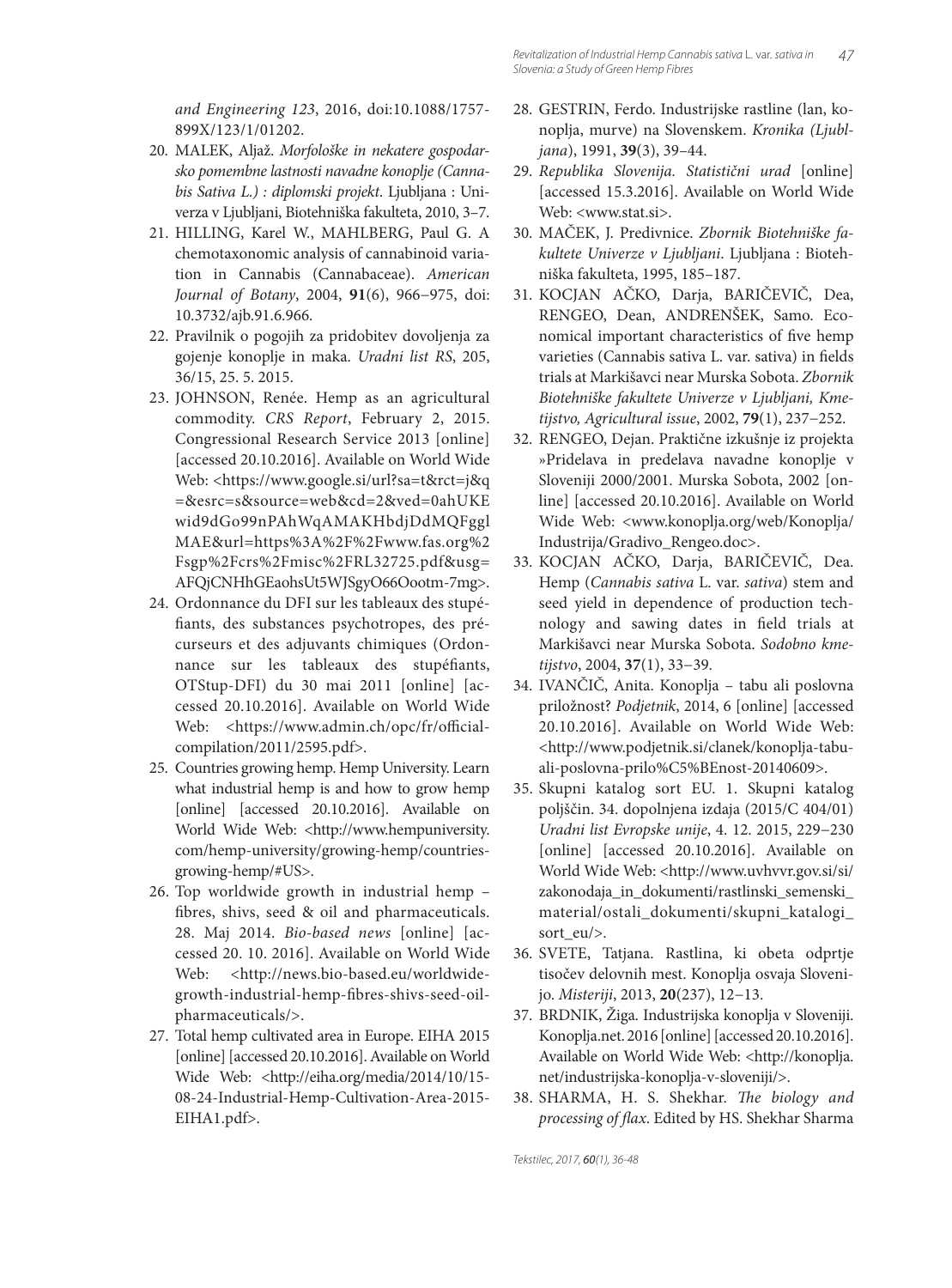*and Engineering 123*, 2016, doi:10.1088/1757-899X/123/1/01202.

20. MALEK, Aljaž. *Morfološke in nekatere gospodarsko pomembne lastnosti navadne konoplje (Cannabis Sativa L.) : diplomski projekt*. Ljubljana : Univerza v Ljubljani, Biotehniška fakulteta, 2010, 3–7.
21. HILLING, Karel W., MAHLBERG, Paul G. A chemotaxonomic analysis of cannabinoid variation in Cannabis (Cannabaceae). *American Journal of Botany*, 2004, **91**(6), 966–975, doi: 10.3732/ajb.91.6.966.
22. Pravilnik o pogojih za pridobitev dovoljenja za gojenje konoplje in maka. *Uradni list RS*, 205, 36/15, 25. 5. 2015.
23. JOHNSON, Renée. Hemp as an agricultural commodity. *CRS Report*, February 2, 2015. Congressional Research Service 2013 [online] [accessed 20.10.2016]. Available on World Wide Web: <https://www.google.si/url?sa=t&rct=j&q=&esrc=s&source=web&cd=2&ved=0ahUKEwid9dGo99nPAhWqAMAKHbdjDdMQFgglMAE&url=https%3A%2F%2Fwww.fas.org%2Fsgp%2Fcrs%2Fmisc%2FRL32725.pdf&usg=AFQjCNHhGEaohsUt5WJSgyO66Oootm-7mg>.
24. Ordonnance du DFI sur les tableaux des stupéfiants, des substances psychotropes, des précurseurs et des adjuvants chimiques (Ordonnance sur les tableaux des stupéfiants, OTStup-DFI) du 30 mai 2011 [online] [accessed 20.10.2016]. Available on World Wide Web: <https://www.admin.ch/opc/fr/official-compilation/2011/2595.pdf>.
25. Countries growing hemp. Hemp University. Learn what industrial hemp is and how to grow hemp [online] [accessed 20.10.2016]. Available on World Wide Web: <http://www.hempuniversity.com/hemp-university/growing-hemp/countries-growing-hemp/#US>.
26. Top worldwide growth in industrial hemp – fibres, shivs, seed & oil and pharmaceuticals. 28. Maj 2014. *Bio-based news* [online] [accessed 20. 10. 2016]. Available on World Wide Web: <http://news.bio-based.eu/worldwide-growth-industrial-hemp-fibres-shivs-seed-oil-pharmaceuticals/>.
27. Total hemp cultivated area in Europe. EIHA 2015 [online] [accessed 20.10.2016]. Available on World Wide Web: <http://eiha.org/media/2014/10/15-08-24-Industrial-Hemp-Cultivation-Area-2015-EIHA1.pdf>.
28. GESTRIN, Ferdo. Industrijske rastline (lan, konoplja, murve) na Slovenskem. *Kronika (Ljubljana)*, 1991, **39**(3), 39–44.
29. *Republika Slovenija. Statistični urad* [online] [accessed 15.3.2016]. Available on World Wide Web: <www.stat.si>.
30. MAČEK, J. Predivnice. *Zbornik Biotehniške fakultete Univerze v Ljubljani*. Ljubljana : Biotehniška fakulteta, 1995, 185–187.
31. KOCJAN AČKO, Darja, BARIČEVIČ, Dea, RENGEO, Dean, ANDRENŠEK, Samo. Economical important characteristics of five hemp varieties (Cannabis sativa L. var. sativa) in fields trials at Markišavci near Murska Sobota. *Zbornik Biotehniške fakultete Univerze v Ljubljani, Kmetijstvo, Agricultural issue*, 2002, **79**(1), 237–252.
32. RENGEO, Dejan. Praktične izkušnje iz projekta »Pridelava in predelava navadne konoplje v Sloveniji 2000/2001. Murska Sobota, 2002 [online] [accessed 20.10.2016]. Available on World Wide Web: <www.konoplja.org/web/Konoplja/Industrija/Gradivo_Rengeo.doc>.
33. KOCJAN AČKO, Darja, BARIČEVIČ, Dea. Hemp (*Cannabis sativa* L. var. *sativa*) stem and seed yield in dependence of production technology and sawing dates in field trials at Markišavci near Murska Sobota. *Sodobno kmetijstvo*, 2004, **37**(1), 33–39.
34. IVANČIČ, Anita. Konoplja – tabu ali poslovna priložnost? *Podjetnik*, 2014, 6 [online] [accessed 20.10.2016]. Available on World Wide Web: <http://www.podjetnik.si/clanek/konoplja-tabu-ali-poslovna-prilo%C5%BEnost-20140609>.
35. Skupni katalog sort EU. 1. Skupni katalog poljščin. 34. dopolnjena izdaja (2015/C 404/01) *Uradni list Evropske unije*, 4. 12. 2015, 229–230 [online] [accessed 20.10.2016]. Available on World Wide Web: <http://www.uvhvvr.gov.si/si/zakonodaja_in_dokumenti/rastlinski_semenski_material/ostali_dokumenti/skupni_katalogi_sort_eu/>.
36. SVETE, Tatjana. Rastlina, ki obeta odprtje tisočev delovnih mest. Konoplja osvaja Slovenijo. *Misteriji*, 2013, **20**(237), 12–13.
37. BRDNIK, Žiga. Industrijska konoplja v Sloveniji. Konoplja.net. 2016 [online] [accessed 20.10.2016]. Available on World Wide Web: <http://konoplja.net/industrijska-konoplja-v-sloveniji/>.
38. SHARMA, H. S. Shekhar. *The biology and processing of flax*. Edited by HS. Shekhar Sharma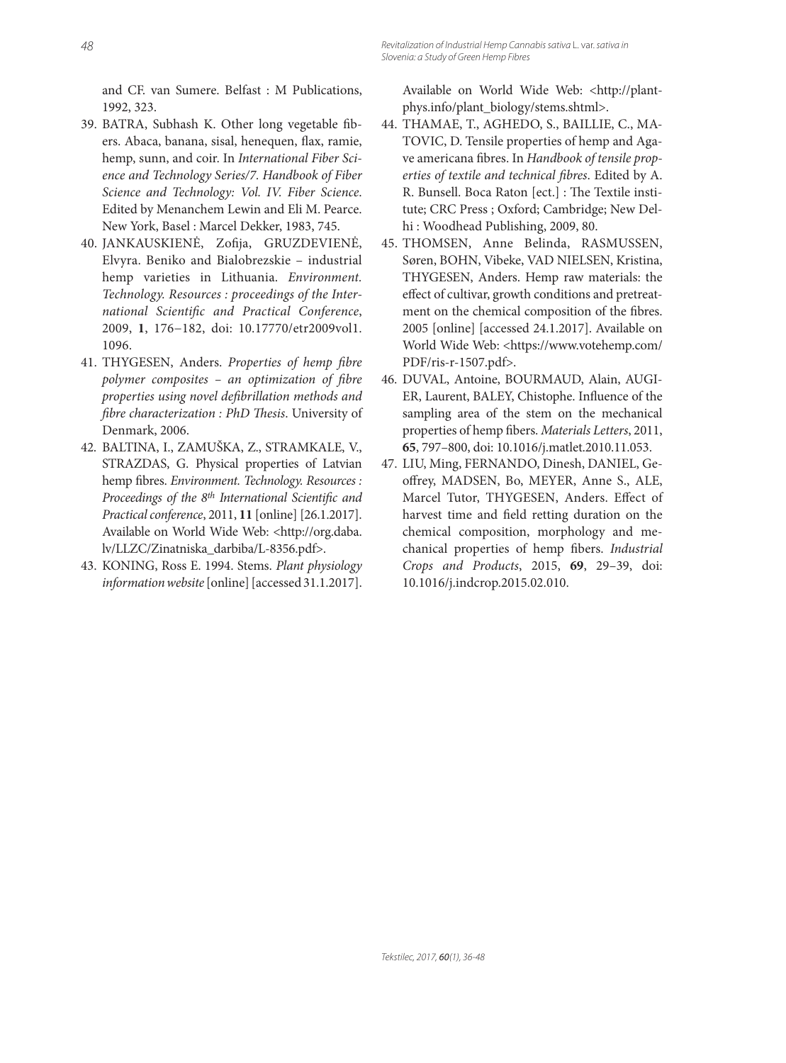and CF. van Sumere. Belfast : M Publications, 1992, 323.

39. BATRA, Subhash K. Other long vegetable fibers. Abaca, banana, sisal, henequen, flax, ramie, hemp, sunn, and coir. In *International Fiber Science and Technology Series/7. Handbook of Fiber Science and Technology: Vol. IV. Fiber Science*. Edited by Menanchem Lewin and Eli M. Pearce. New York, Basel : Marcel Dekker, 1983, 745.
40. JANKAUSKIENĖ, Zofija, GRUZDEVIENĖ, Elvyra. Beniko and Bialobrezskie – industrial hemp varieties in Lithuania. *Environment. Technology. Resources : proceedings of the International Scientific and Practical Conference*, 2009, **1**, 176−182, doi: 10.17770/etr2009vol1.1096.
41. THYGESEN, Anders. *Properties of hemp fibre polymer composites – an optimization of fibre properties using novel defibrillation methods and fibre characterization : PhD Thesis*. University of Denmark, 2006.
42. BALTINA, I., ZAMUŠKA, Z., STRAMKALE, V., STRAZDAS, G. Physical properties of Latvian hemp fibres. *Environment. Technology. Resources : Proceedings of the 8th International Scientific and Practical conference*, 2011, **11** [online] [26.1.2017]. Available on World Wide Web: <http://org.daba.lv/LLZC/Zinatniska_darbiba/L-8356.pdf>.
43. KONING, Ross E. 1994. Stems. *Plant physiology information website* [online] [accessed 31.1.2017]. Available on World Wide Web: <http://plantphys.info/plant_biology/stems.shtml>.
44. THAMAE, T., AGHEDO, S., BAILLIE, C., MATOVIC, D. Tensile properties of hemp and Agave americana fibres. In *Handbook of tensile properties of textile and technical fibres*. Edited by A. R. Bunsell. Boca Raton [ect.] : The Textile institute; CRC Press ; Oxford; Cambridge; New Delhi : Woodhead Publishing, 2009, 80.
45. THOMSEN, Anne Belinda, RASMUSSEN, Søren, BOHN, Vibeke, VAD NIELSEN, Kristina, THYGESEN, Anders. Hemp raw materials: the effect of cultivar, growth conditions and pretreatment on the chemical composition of the fibres. 2005 [online] [accessed 24.1.2017]. Available on World Wide Web: <https://www.votehemp.com/PDF/ris-r-1507.pdf>.
46. DUVAL, Antoine, BOURMAUD, Alain, AUGIER, Laurent, BALEY, Chistophe. Influence of the sampling area of the stem on the mechanical properties of hemp fibers. *Materials Letters*, 2011, **65**, 797–800, doi: 10.1016/j.matlet.2010.11.053.
47. LIU, Ming, FERNANDO, Dinesh, DANIEL, Geoffrey, MADSEN, Bo, MEYER, Anne S., ALE, Marcel Tutor, THYGESEN, Anders. Effect of harvest time and field retting duration on the chemical composition, morphology and mechanical properties of hemp fibers. *Industrial Crops and Products*, 2015, **69**, 29–39, doi: 10.1016/j.indcrop.2015.02.010.